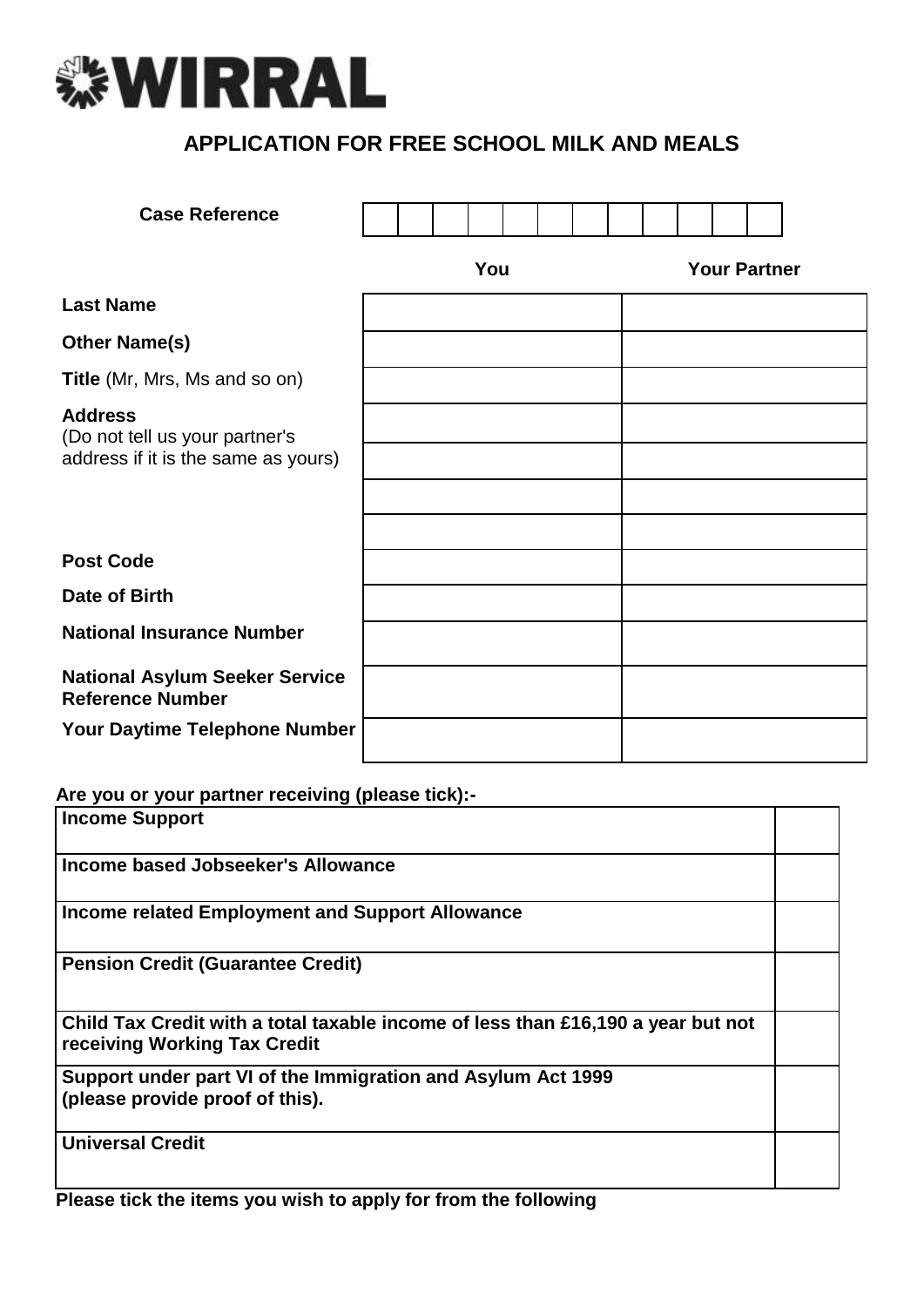WIRRAL

# APPLICATION FOR FREE SCHOOL MILK AND MEALS

| **Case Reference** | | | | | | | | | | | | |
|---|---|---|---|---|---|---|---|---|---|---|---|---|

| | **You** | **Your Partner** |
|---|---|---|
| **Last Name** | | |
| **Other Name(s)** | | |
| **Title** (Mr, Mrs, Ms and so on) | | |
| **Address** (Do not tell us your partner's address if it is the same as yours) | | |
| | | |
| | | |
| | | |
| **Post Code** | | |
| **Date of Birth** | | |
| **National Insurance Number** | | |
| **National Asylum Seeker Service Reference Number** | | |
| **Your Daytime Telephone Number** | | |

**Are you or your partner receiving (please tick):-**

| | |
|---|---|
| **Income Support** | |
| **Income based Jobseeker's Allowance** | |
| **Income related Employment and Support Allowance** | |
| **Pension Credit (Guarantee Credit)** | |
| **Child Tax Credit with a total taxable income of less than £16,190 a year but not receiving Working Tax Credit** | |
| **Support under part VI of the Immigration and Asylum Act 1999 (please provide proof of this).** | |
| **Universal Credit** | |

**Please tick the items you wish to apply for from the following**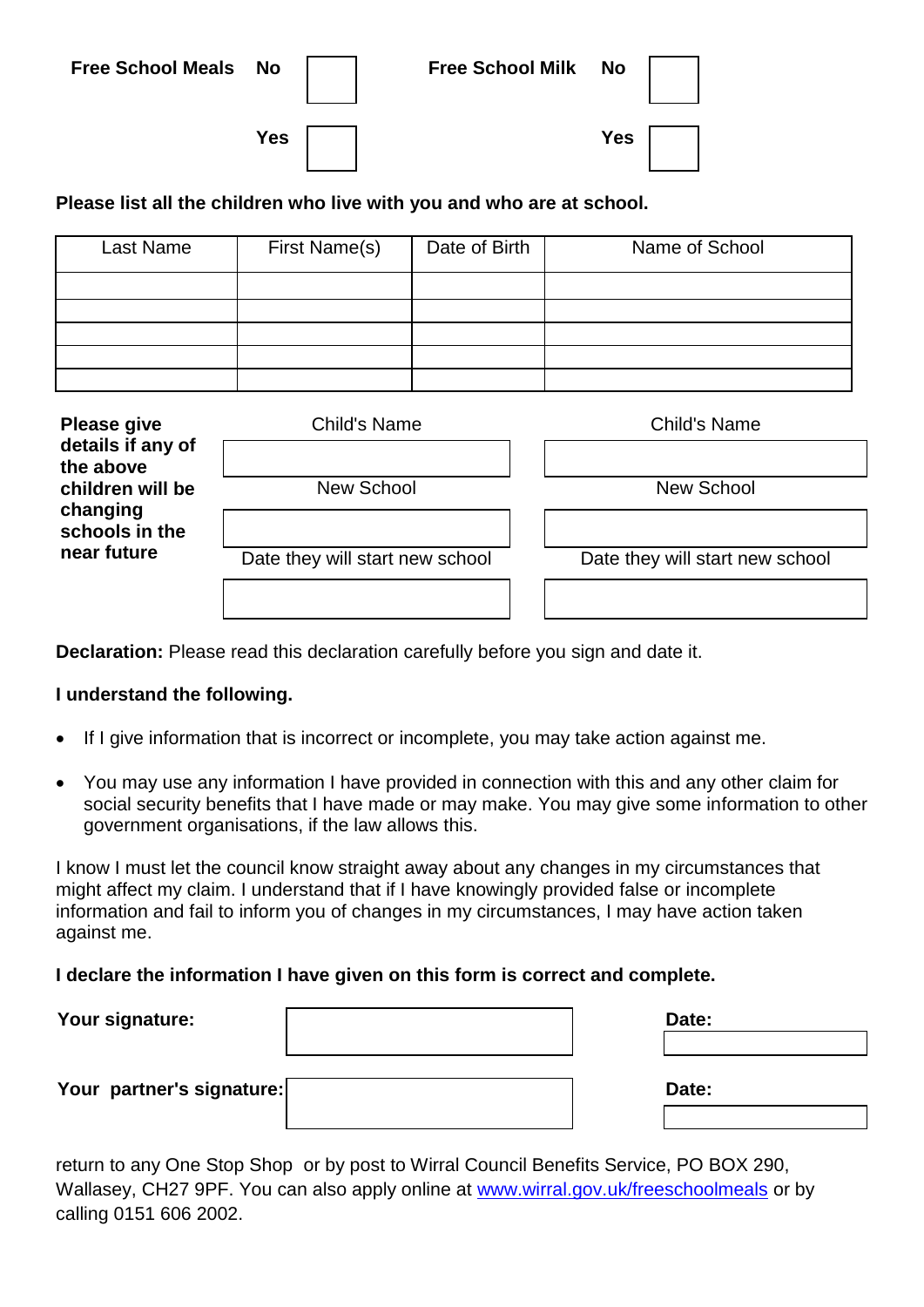**Free School Meals** **No** ☐ **Yes** ☐

**Free School Milk** **No** ☐ **Yes** ☐

**Please list all the children who live with you and who are at school.**

| Last Name | First Name(s) | Date of Birth | Name of School |
|---|---|---|---|
| | | | |
| | | | |
| | | | |
| | | | |
| | | | |

**Please give details if any of the above children will be changing schools in the near future**

| Child's Name | Child's Name |
|---|---|
| | |
| New School | New School |
| | |
| Date they will start new school | Date they will start new school |
| | |

**Declaration:** Please read this declaration carefully before you sign and date it.

**I understand the following.**

- If I give information that is incorrect or incomplete, you may take action against me.
- You may use any information I have provided in connection with this and any other claim for social security benefits that I have made or may make. You may give some information to other government organisations, if the law allows this.

I know I must let the council know straight away about any changes in my circumstances that might affect my claim. I understand that if I have knowingly provided false or incomplete information and fail to inform you of changes in my circumstances, I may have action taken against me.

**I declare the information I have given on this form is correct and complete.**

**Your signature:** ____________________ **Date:** __________

**Your partner's signature:** ____________________ **Date:** __________

return to any One Stop Shop or by post to Wirral Council Benefits Service, PO BOX 290, Wallasey, CH27 9PF. You can also apply online at www.wirral.gov.uk/freeschoolmeals or by calling 0151 606 2002.